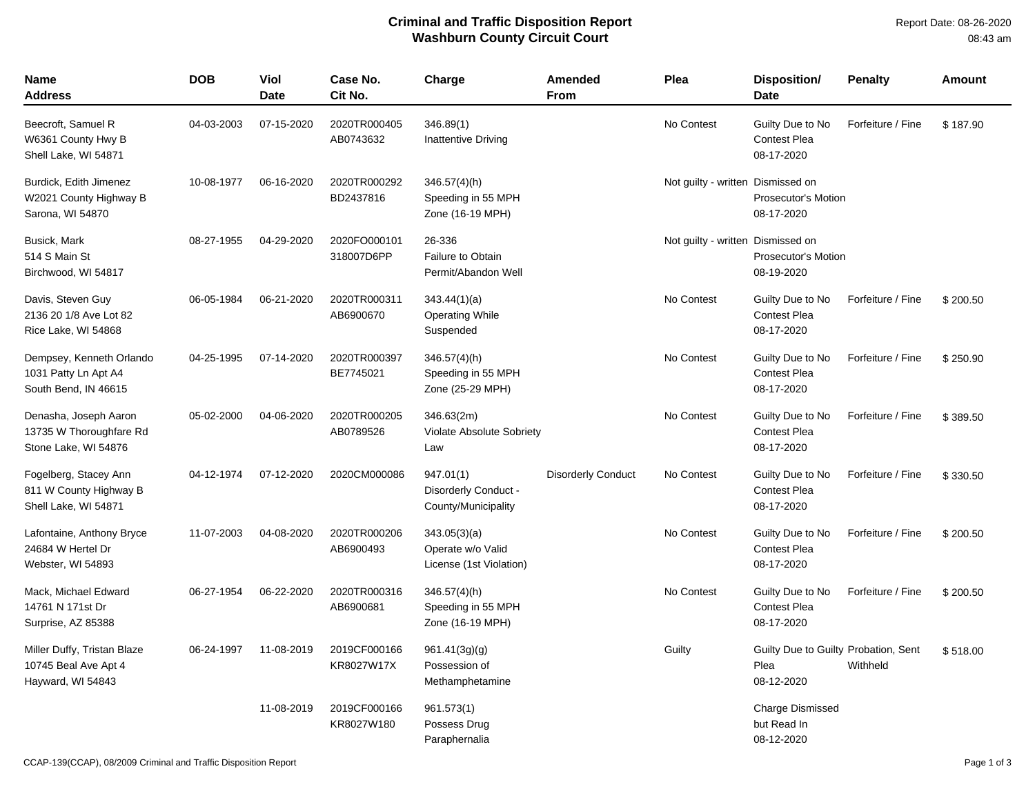# Criminal and Traffic Disposition Report
## Washburn County Circuit Court

Report Date: 08-26-2020
08:43 am

| Name<br>Address | DOB | Viol Date | Case No.<br>Cit No. | Charge | Amended From | Plea | Disposition/<br>Date | Penalty | Amount |
|---|---|---|---|---|---|---|---|---|---|
| Beecroft, Samuel R<br>W6361 County Hwy B<br>Shell Lake, WI 54871 | 04-03-2003 | 07-15-2020 | 2020TR000405<br>AB0743632 | 346.89(1)<br>Inattentive Driving | | No Contest | Guilty Due to No Contest Plea<br>08-17-2020 | Forfeiture / Fine | $ 187.90 |
| Burdick, Edith Jimenez<br>W2021 County Highway B<br>Sarona, WI 54870 | 10-08-1977 | 06-16-2020 | 2020TR000292<br>BD2437816 | 346.57(4)(h)<br>Speeding in 55 MPH Zone (16-19 MPH) | | Not guilty - written | Dismissed on Prosecutor's Motion<br>08-17-2020 | | |
| Busick, Mark<br>514 S Main St<br>Birchwood, WI 54817 | 08-27-1955 | 04-29-2020 | 2020FO000101<br>318007D6PP | 26-336<br>Failure to Obtain Permit/Abandon Well | | Not guilty - written | Dismissed on Prosecutor's Motion<br>08-19-2020 | | |
| Davis, Steven Guy<br>2136 20 1/8 Ave Lot 82<br>Rice Lake, WI 54868 | 06-05-1984 | 06-21-2020 | 2020TR000311<br>AB6900670 | 343.44(1)(a)<br>Operating While Suspended | | No Contest | Guilty Due to No Contest Plea<br>08-17-2020 | Forfeiture / Fine | $ 200.50 |
| Dempsey, Kenneth Orlando<br>1031 Patty Ln Apt A4<br>South Bend, IN 46615 | 04-25-1995 | 07-14-2020 | 2020TR000397<br>BE7745021 | 346.57(4)(h)<br>Speeding in 55 MPH Zone (25-29 MPH) | | No Contest | Guilty Due to No Contest Plea<br>08-17-2020 | Forfeiture / Fine | $ 250.90 |
| Denasha, Joseph Aaron<br>13735 W Thoroughfare Rd<br>Stone Lake, WI 54876 | 05-02-2000 | 04-06-2020 | 2020TR000205<br>AB0789526 | 346.63(2m)<br>Violate Absolute Sobriety Law | | No Contest | Guilty Due to No Contest Plea<br>08-17-2020 | Forfeiture / Fine | $ 389.50 |
| Fogelberg, Stacey Ann<br>811 W County Highway B<br>Shell Lake, WI 54871 | 04-12-1974 | 07-12-2020 | 2020CM000086 | 947.01(1)<br>Disorderly Conduct - County/Municipality | Disorderly Conduct | No Contest | Guilty Due to No Contest Plea<br>08-17-2020 | Forfeiture / Fine | $ 330.50 |
| Lafontaine, Anthony Bryce<br>24684 W Hertel Dr<br>Webster, WI 54893 | 11-07-2003 | 04-08-2020 | 2020TR000206<br>AB6900493 | 343.05(3)(a)<br>Operate w/o Valid License (1st Violation) | | No Contest | Guilty Due to No Contest Plea<br>08-17-2020 | Forfeiture / Fine | $ 200.50 |
| Mack, Michael Edward<br>14761 N 171st Dr<br>Surprise, AZ 85388 | 06-27-1954 | 06-22-2020 | 2020TR000316<br>AB6900681 | 346.57(4)(h)<br>Speeding in 55 MPH Zone (16-19 MPH) | | No Contest | Guilty Due to No Contest Plea<br>08-17-2020 | Forfeiture / Fine | $ 200.50 |
| Miller Duffy, Tristan Blaze<br>10745 Beal Ave Apt 4<br>Hayward, WI 54843 | 06-24-1997 | 11-08-2019 | 2019CF000166<br>KR8027W17X | 961.41(3g)(g)<br>Possession of Methamphetamine | | Guilty | Guilty Due to Guilty Plea<br>08-12-2020 | Probation, Sent Withheld | $ 518.00 |
| | | 11-08-2019 | 2019CF000166<br>KR8027W180 | 961.573(1)<br>Possess Drug Paraphernalia | | | Charge Dismissed but Read In<br>08-12-2020 | | |

CCAP-139(CCAP), 08/2009 Criminal and Traffic Disposition Report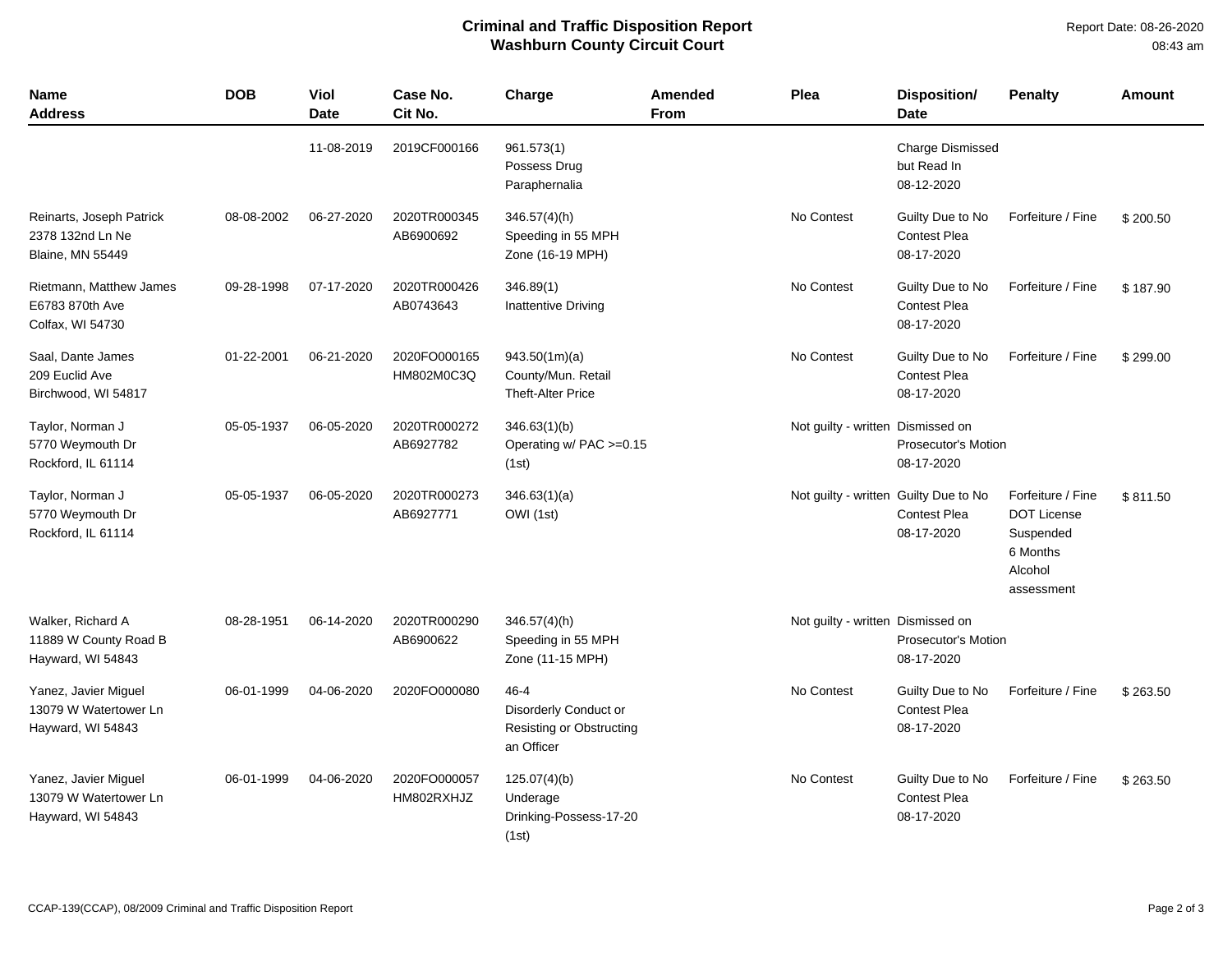# Criminal and Traffic Disposition Report
## Washburn County Circuit Court

Report Date: 08-26-2020
08:43 am

| Name Address | DOB | Viol Date | Case No. Cit No. | Charge | Amended From | Plea | Disposition/ Date | Penalty | Amount |
|---|---|---|---|---|---|---|---|---|---|
| | | 11-08-2019 | 2019CF000166 | 961.573(1) Possess Drug Paraphernalia | | | Charge Dismissed but Read In 08-12-2020 | | |
| Reinarts, Joseph Patrick 2378 132nd Ln Ne Blaine, MN 55449 | 08-08-2002 | 06-27-2020 | 2020TR000345 AB6900692 | 346.57(4)(h) Speeding in 55 MPH Zone (16-19 MPH) | | No Contest | Guilty Due to No Contest Plea 08-17-2020 | Forfeiture / Fine | $ 200.50 |
| Rietmann, Matthew James E6783 870th Ave Colfax, WI 54730 | 09-28-1998 | 07-17-2020 | 2020TR000426 AB0743643 | 346.89(1) Inattentive Driving | | No Contest | Guilty Due to No Contest Plea 08-17-2020 | Forfeiture / Fine | $ 187.90 |
| Saal, Dante James 209 Euclid Ave Birchwood, WI 54817 | 01-22-2001 | 06-21-2020 | 2020FO000165 HM802M0C3Q | 943.50(1m)(a) County/Mun. Retail Theft-Alter Price | | No Contest | Guilty Due to No Contest Plea 08-17-2020 | Forfeiture / Fine | $ 299.00 |
| Taylor, Norman J 5770 Weymouth Dr Rockford, IL 61114 | 05-05-1937 | 06-05-2020 | 2020TR000272 AB6927782 | 346.63(1)(b) Operating w/ PAC >=0.15 (1st) | | Not guilty - written | Dismissed on Prosecutor's Motion 08-17-2020 | | |
| Taylor, Norman J 5770 Weymouth Dr Rockford, IL 61114 | 05-05-1937 | 06-05-2020 | 2020TR000273 AB6927771 | 346.63(1)(a) OWI (1st) | | Not guilty - written | Guilty Due to No Contest Plea 08-17-2020 | Forfeiture / Fine DOT License Suspended 6 Months Alcohol assessment | $ 811.50 |
| Walker, Richard A 11889 W County Road B Hayward, WI 54843 | 08-28-1951 | 06-14-2020 | 2020TR000290 AB6900622 | 346.57(4)(h) Speeding in 55 MPH Zone (11-15 MPH) | | Not guilty - written | Dismissed on Prosecutor's Motion 08-17-2020 | | |
| Yanez, Javier Miguel 13079 W Watertower Ln Hayward, WI 54843 | 06-01-1999 | 04-06-2020 | 2020FO000080 | 46-4 Disorderly Conduct or Resisting or Obstructing an Officer | | No Contest | Guilty Due to No Contest Plea 08-17-2020 | Forfeiture / Fine | $ 263.50 |
| Yanez, Javier Miguel 13079 W Watertower Ln Hayward, WI 54843 | 06-01-1999 | 04-06-2020 | 2020FO000057 HM802RXHJZ | 125.07(4)(b) Underage Drinking-Possess-17-20 (1st) | | No Contest | Guilty Due to No Contest Plea 08-17-2020 | Forfeiture / Fine | $ 263.50 |

CCAP-139(CCAP), 08/2009 Criminal and Traffic Disposition Report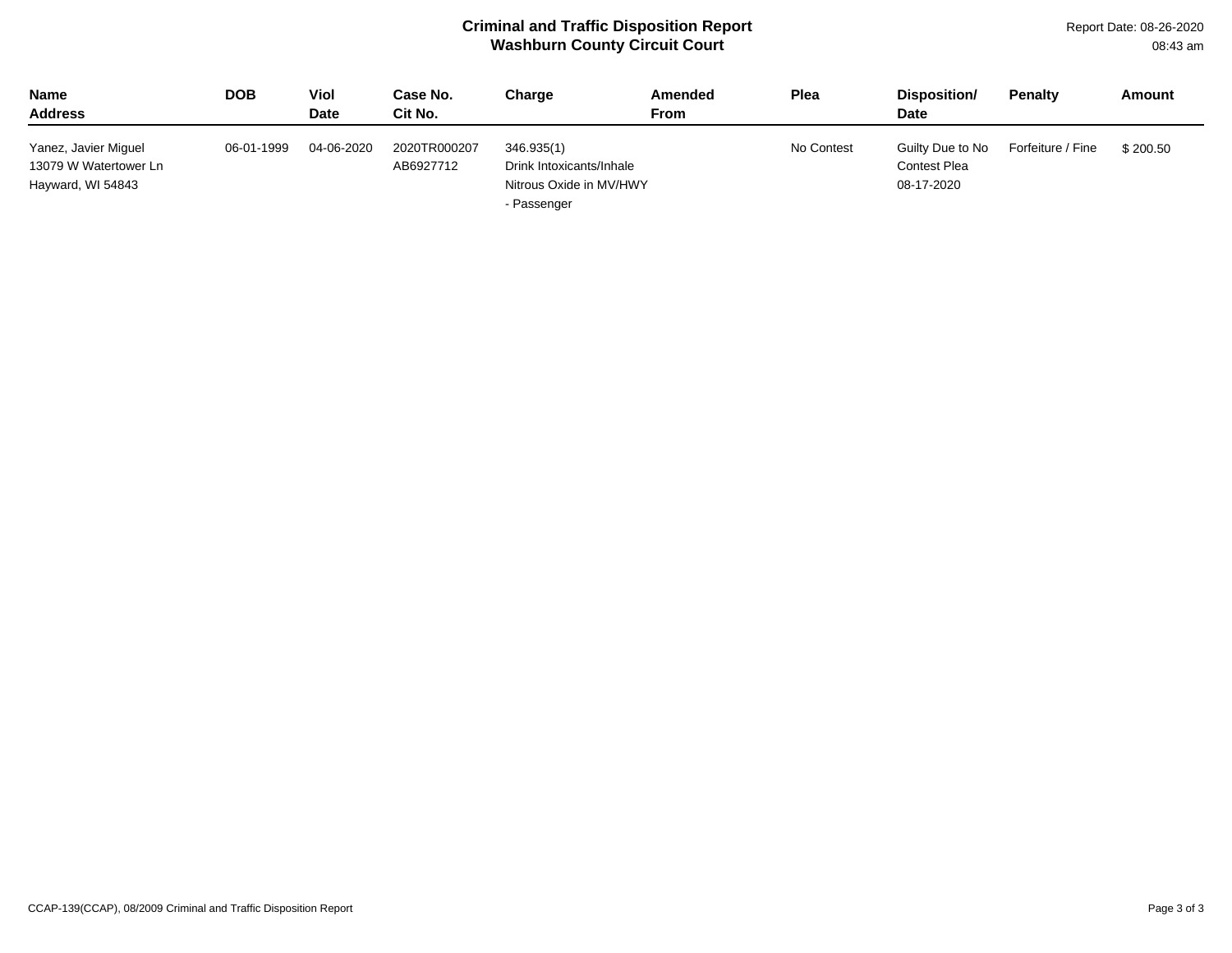# Criminal and Traffic Disposition Report
## Washburn County Circuit Court

Report Date: 08-26-2020
08:43 am

| Name<br>Address | DOB | Viol<br>Date | Case No.<br>Cit No. | Charge | Amended<br>From | Plea | Disposition/<br>Date | Penalty | Amount |
|---|---|---|---|---|---|---|---|---|---|
| Yanez, Javier Miguel<br>13079 W Watertower Ln<br>Hayward, WI 54843 | 06-01-1999 | 04-06-2020 | 2020TR000207<br>AB6927712 | 346.935(1)<br>Drink Intoxicants/Inhale Nitrous Oxide in MV/HWY - Passenger | | No Contest | Guilty Due to No Contest Plea<br>08-17-2020 | Forfeiture / Fine | $ 200.50 |

CCAP-139(CCAP), 08/2009 Criminal and Traffic Disposition Report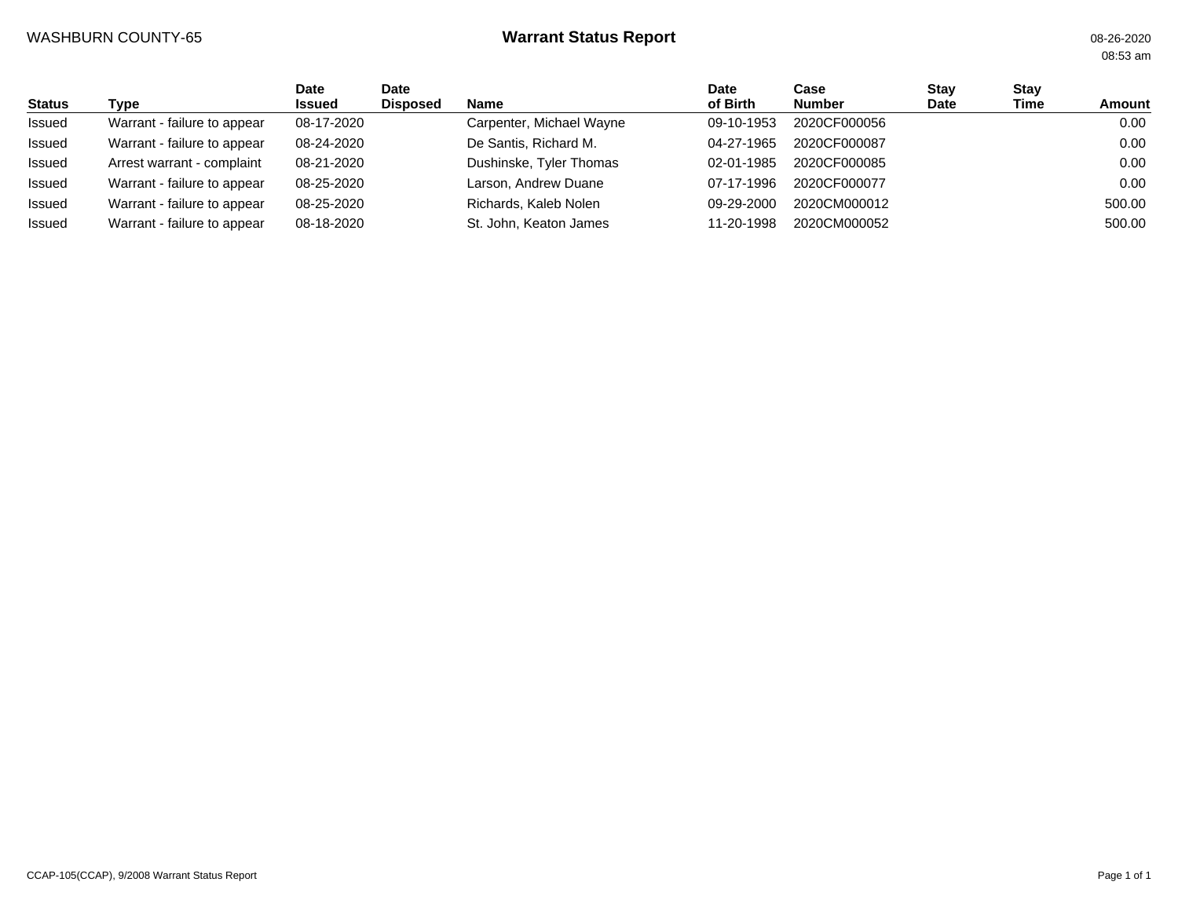WASHBURN COUNTY-65

# Warrant Status Report

08-26-2020
08:53 am

| Status | Type | Date Issued | Date Disposed | Name | Date of Birth | Case Number | Stay Date | Stay Time | Amount |
|---|---|---|---|---|---|---|---|---|---|
| Issued | Warrant - failure to appear | 08-17-2020 | | Carpenter, Michael Wayne | 09-10-1953 | 2020CF000056 | | | 0.00 |
| Issued | Warrant - failure to appear | 08-24-2020 | | De Santis, Richard M. | 04-27-1965 | 2020CF000087 | | | 0.00 |
| Issued | Arrest warrant - complaint | 08-21-2020 | | Dushinske, Tyler Thomas | 02-01-1985 | 2020CF000085 | | | 0.00 |
| Issued | Warrant - failure to appear | 08-25-2020 | | Larson, Andrew Duane | 07-17-1996 | 2020CF000077 | | | 0.00 |
| Issued | Warrant - failure to appear | 08-25-2020 | | Richards, Kaleb Nolen | 09-29-2000 | 2020CM000012 | | | 500.00 |
| Issued | Warrant - failure to appear | 08-18-2020 | | St. John, Keaton James | 11-20-1998 | 2020CM000052 | | | 500.00 |

CCAP-105(CCAP), 9/2008 Warrant Status Report